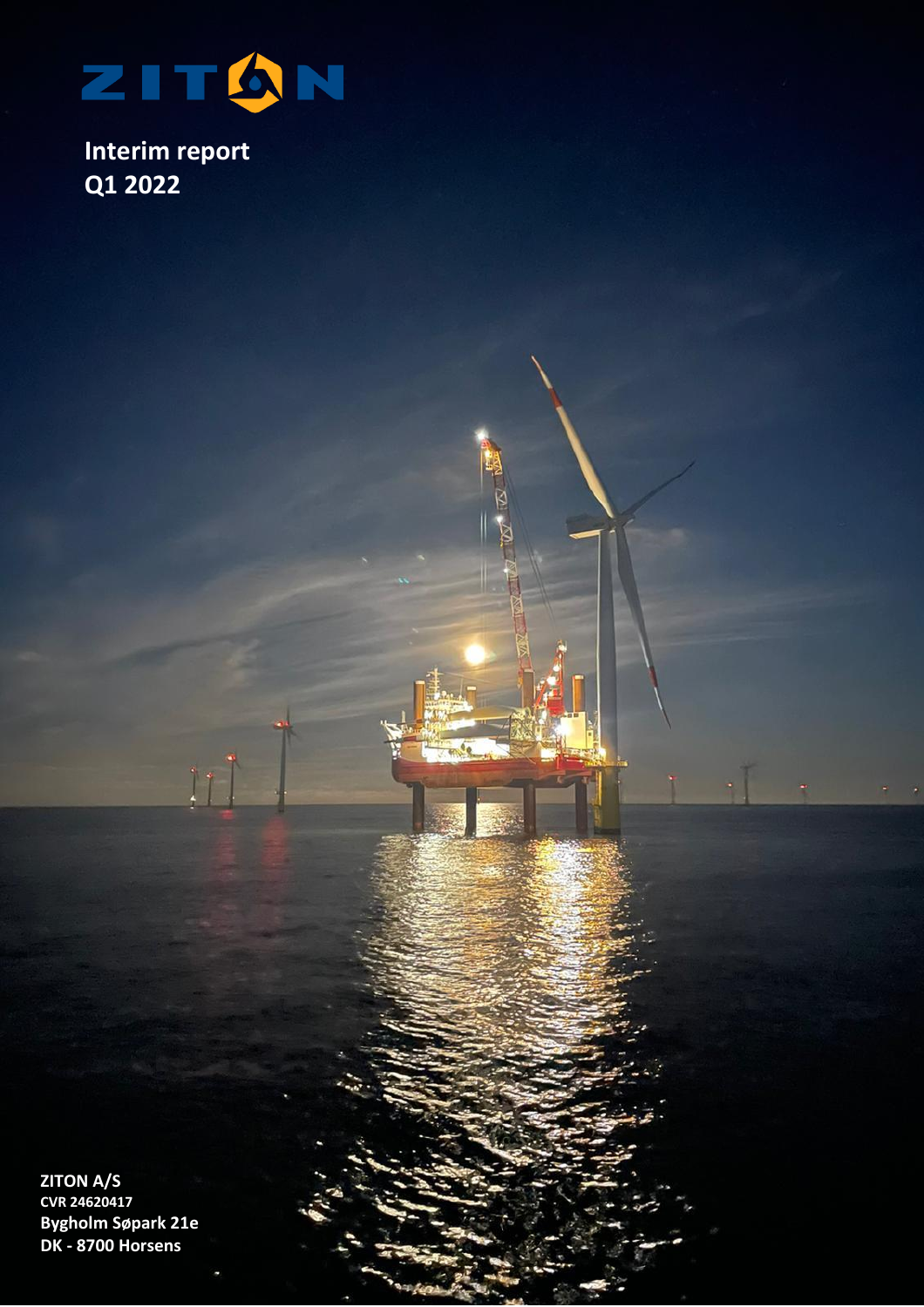ZITON

# Interim report Q1 2022

**ZITON A/S**
**CVR 24620417**
**Bygholm Søpark 21e**
**DK - 8700 Horsens**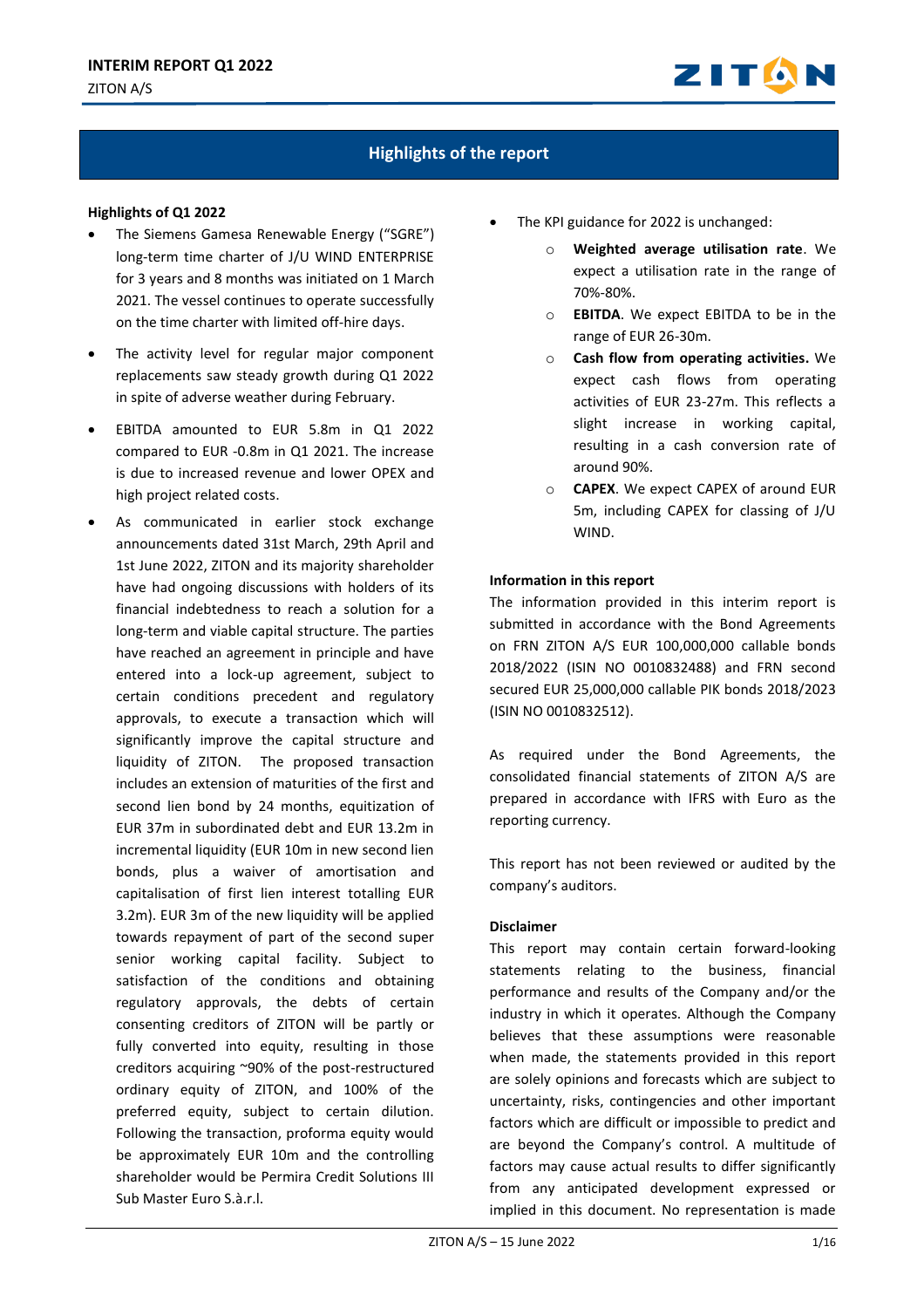## Highlights of the report

### Highlights of Q1 2022

- The Siemens Gamesa Renewable Energy ("SGRE") long-term time charter of J/U WIND ENTERPRISE for 3 years and 8 months was initiated on 1 March 2021. The vessel continues to operate successfully on the time charter with limited off-hire days.
- The activity level for regular major component replacements saw steady growth during Q1 2022 in spite of adverse weather during February.
- EBITDA amounted to EUR 5.8m in Q1 2022 compared to EUR -0.8m in Q1 2021. The increase is due to increased revenue and lower OPEX and high project related costs.
- As communicated in earlier stock exchange announcements dated 31st March, 29th April and 1st June 2022, ZITON and its majority shareholder have had ongoing discussions with holders of its financial indebtedness to reach a solution for a long-term and viable capital structure. The parties have reached an agreement in principle and have entered into a lock-up agreement, subject to certain conditions precedent and regulatory approvals, to execute a transaction which will significantly improve the capital structure and liquidity of ZITON. The proposed transaction includes an extension of maturities of the first and second lien bond by 24 months, equitization of EUR 37m in subordinated debt and EUR 13.2m in incremental liquidity (EUR 10m in new second lien bonds, plus a waiver of amortisation and capitalisation of first lien interest totalling EUR 3.2m). EUR 3m of the new liquidity will be applied towards repayment of part of the second super senior working capital facility. Subject to satisfaction of the conditions and obtaining regulatory approvals, the debts of certain consenting creditors of ZITON will be partly or fully converted into equity, resulting in those creditors acquiring ~90% of the post-restructured ordinary equity of ZITON, and 100% of the preferred equity, subject to certain dilution. Following the transaction, proforma equity would be approximately EUR 10m and the controlling shareholder would be Permira Credit Solutions III Sub Master Euro S.à.r.l.
- The KPI guidance for 2022 is unchanged:
  - **Weighted average utilisation rate**. We expect a utilisation rate in the range of 70%-80%.
  - **EBITDA**. We expect EBITDA to be in the range of EUR 26-30m.
  - **Cash flow from operating activities.** We expect cash flows from operating activities of EUR 23-27m. This reflects a slight increase in working capital, resulting in a cash conversion rate of around 90%.
  - **CAPEX**. We expect CAPEX of around EUR 5m, including CAPEX for classing of J/U WIND.

### Information in this report

The information provided in this interim report is submitted in accordance with the Bond Agreements on FRN ZITON A/S EUR 100,000,000 callable bonds 2018/2022 (ISIN NO 0010832488) and FRN second secured EUR 25,000,000 callable PIK bonds 2018/2023 (ISIN NO 0010832512).

As required under the Bond Agreements, the consolidated financial statements of ZITON A/S are prepared in accordance with IFRS with Euro as the reporting currency.

This report has not been reviewed or audited by the company's auditors.

### Disclaimer

This report may contain certain forward-looking statements relating to the business, financial performance and results of the Company and/or the industry in which it operates. Although the Company believes that these assumptions were reasonable when made, the statements provided in this report are solely opinions and forecasts which are subject to uncertainty, risks, contingencies and other important factors which are difficult or impossible to predict and are beyond the Company's control. A multitude of factors may cause actual results to differ significantly from any anticipated development expressed or implied in this document. No representation is made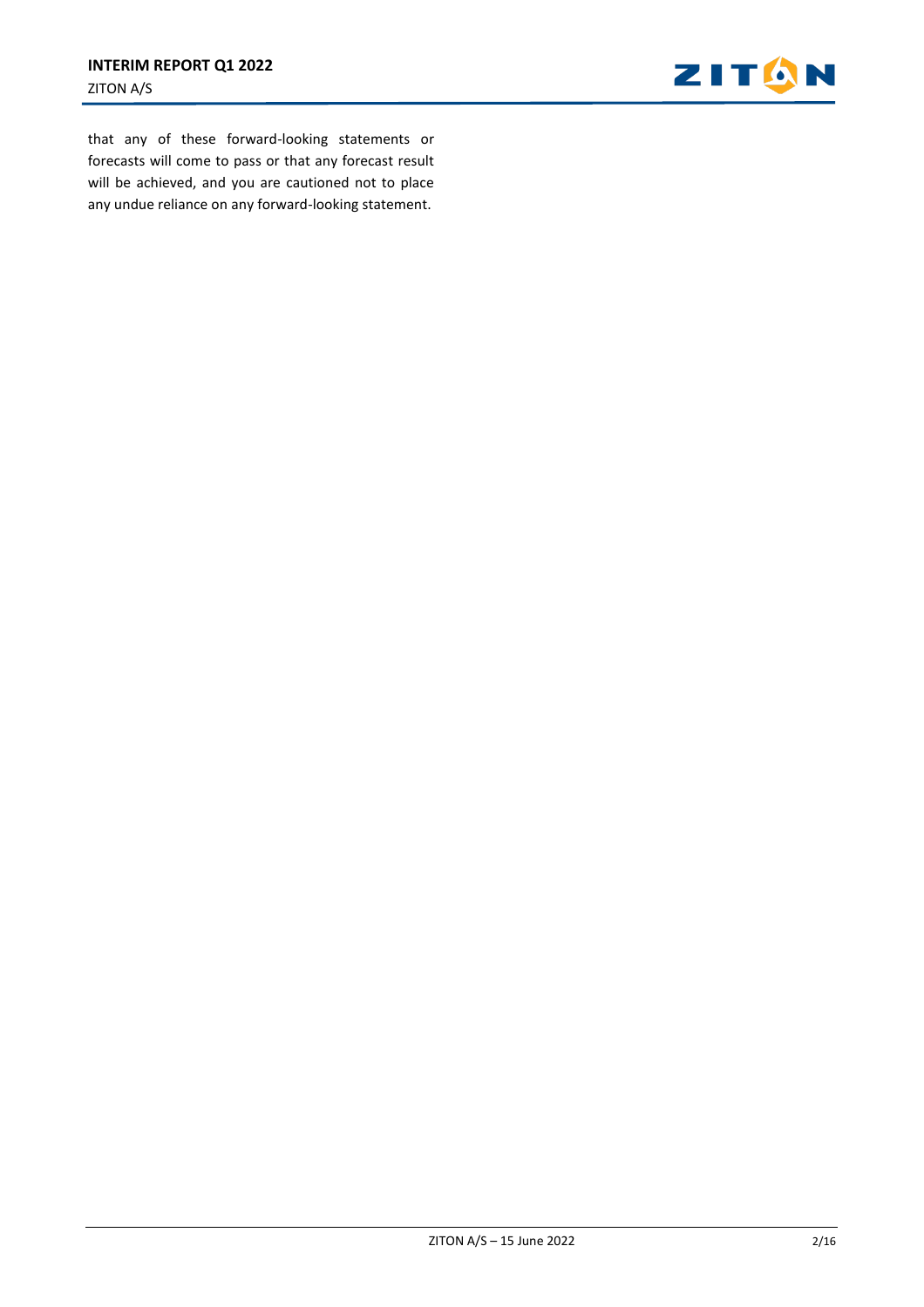that any of these forward-looking statements or forecasts will come to pass or that any forecast result will be achieved, and you are cautioned not to place any undue reliance on any forward-looking statement.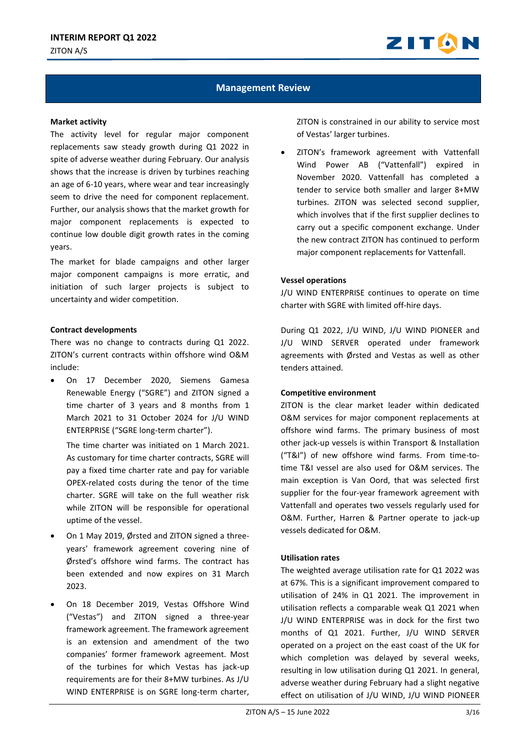## Management Review

### Market activity

The activity level for regular major component replacements saw steady growth during Q1 2022 in spite of adverse weather during February. Our analysis shows that the increase is driven by turbines reaching an age of 6-10 years, where wear and tear increasingly seem to drive the need for component replacement. Further, our analysis shows that the market growth for major component replacements is expected to continue low double digit growth rates in the coming years.

The market for blade campaigns and other larger major component campaigns is more erratic, and initiation of such larger projects is subject to uncertainty and wider competition.

### Contract developments

There was no change to contracts during Q1 2022. ZITON's current contracts within offshore wind O&M include:

- On 17 December 2020, Siemens Gamesa Renewable Energy ("SGRE") and ZITON signed a time charter of 3 years and 8 months from 1 March 2021 to 31 October 2024 for J/U WIND ENTERPRISE ("SGRE long-term charter").

  The time charter was initiated on 1 March 2021. As customary for time charter contracts, SGRE will pay a fixed time charter rate and pay for variable OPEX-related costs during the tenor of the time charter. SGRE will take on the full weather risk while ZITON will be responsible for operational uptime of the vessel.
- On 1 May 2019, Ørsted and ZITON signed a three-years' framework agreement covering nine of Ørsted's offshore wind farms. The contract has been extended and now expires on 31 March 2023.
- On 18 December 2019, Vestas Offshore Wind ("Vestas") and ZITON signed a three-year framework agreement. The framework agreement is an extension and amendment of the two companies' former framework agreement. Most of the turbines for which Vestas has jack-up requirements are for their 8+MW turbines. As J/U WIND ENTERPRISE is on SGRE long-term charter, ZITON is constrained in our ability to service most of Vestas' larger turbines.
- ZITON's framework agreement with Vattenfall Wind Power AB ("Vattenfall") expired in November 2020. Vattenfall has completed a tender to service both smaller and larger 8+MW turbines. ZITON was selected second supplier, which involves that if the first supplier declines to carry out a specific component exchange. Under the new contract ZITON has continued to perform major component replacements for Vattenfall.

### Vessel operations

J/U WIND ENTERPRISE continues to operate on time charter with SGRE with limited off-hire days.

During Q1 2022, J/U WIND, J/U WIND PIONEER and J/U WIND SERVER operated under framework agreements with Ørsted and Vestas as well as other tenders attained.

### Competitive environment

ZITON is the clear market leader within dedicated O&M services for major component replacements at offshore wind farms. The primary business of most other jack-up vessels is within Transport & Installation ("T&I") of new offshore wind farms. From time-to-time T&I vessel are also used for O&M services. The main exception is Van Oord, that was selected first supplier for the four-year framework agreement with Vattenfall and operates two vessels regularly used for O&M. Further, Harren & Partner operate to jack-up vessels dedicated for O&M.

### Utilisation rates

The weighted average utilisation rate for Q1 2022 was at 67%. This is a significant improvement compared to utilisation of 24% in Q1 2021. The improvement in utilisation reflects a comparable weak Q1 2021 when J/U WIND ENTERPRISE was in dock for the first two months of Q1 2021. Further, J/U WIND SERVER operated on a project on the east coast of the UK for which completion was delayed by several weeks, resulting in low utilisation during Q1 2021. In general, adverse weather during February had a slight negative effect on utilisation of J/U WIND, J/U WIND PIONEER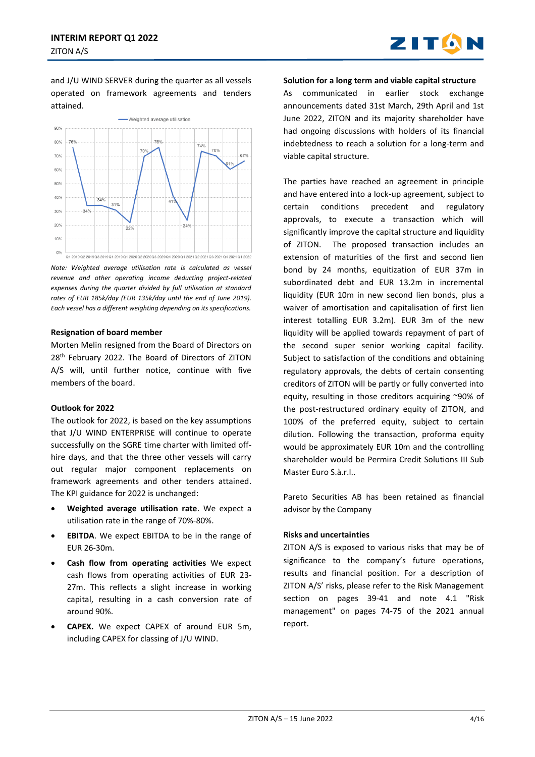and J/U WIND SERVER during the quarter as all vessels operated on framework agreements and tenders attained.

*Note: Weighted average utilisation rate is calculated as vessel revenue and other operating income deducting project-related expenses during the quarter divided by full utilisation at standard rates of EUR 185k/day (EUR 135k/day until the end of June 2019). Each vessel has a different weighting depending on its specifications.*

### Resignation of board member

Morten Melin resigned from the Board of Directors on 28th February 2022. The Board of Directors of ZITON A/S will, until further notice, continue with five members of the board.

### Outlook for 2022

The outlook for 2022, is based on the key assumptions that J/U WIND ENTERPRISE will continue to operate successfully on the SGRE time charter with limited off-hire days, and that the three other vessels will carry out regular major component replacements on framework agreements and other tenders attained. The KPI guidance for 2022 is unchanged:

- **Weighted average utilisation rate**. We expect a utilisation rate in the range of 70%-80%.
- **EBITDA**. We expect EBITDA to be in the range of EUR 26-30m.
- **Cash flow from operating activities** We expect cash flows from operating activities of EUR 23-27m. This reflects a slight increase in working capital, resulting in a cash conversion rate of around 90%.
- **CAPEX.** We expect CAPEX of around EUR 5m, including CAPEX for classing of J/U WIND.

### Solution for a long term and viable capital structure

As communicated in earlier stock exchange announcements dated 31st March, 29th April and 1st June 2022, ZITON and its majority shareholder have had ongoing discussions with holders of its financial indebtedness to reach a solution for a long-term and viable capital structure.

The parties have reached an agreement in principle and have entered into a lock-up agreement, subject to certain conditions precedent and regulatory approvals, to execute a transaction which will significantly improve the capital structure and liquidity of ZITON. The proposed transaction includes an extension of maturities of the first and second lien bond by 24 months, equitization of EUR 37m in subordinated debt and EUR 13.2m in incremental liquidity (EUR 10m in new second lien bonds, plus a waiver of amortisation and capitalisation of first lien interest totalling EUR 3.2m). EUR 3m of the new liquidity will be applied towards repayment of part of the second super senior working capital facility. Subject to satisfaction of the conditions and obtaining regulatory approvals, the debts of certain consenting creditors of ZITON will be partly or fully converted into equity, resulting in those creditors acquiring ~90% of the post-restructured ordinary equity of ZITON, and 100% of the preferred equity, subject to certain dilution. Following the transaction, proforma equity would be approximately EUR 10m and the controlling shareholder would be Permira Credit Solutions III Sub Master Euro S.à.r.l..

Pareto Securities AB has been retained as financial advisor by the Company

### Risks and uncertainties

ZITON A/S is exposed to various risks that may be of significance to the company's future operations, results and financial position. For a description of ZITON A/S' risks, please refer to the Risk Management section on pages 39-41 and note 4.1 "Risk management" on pages 74-75 of the 2021 annual report.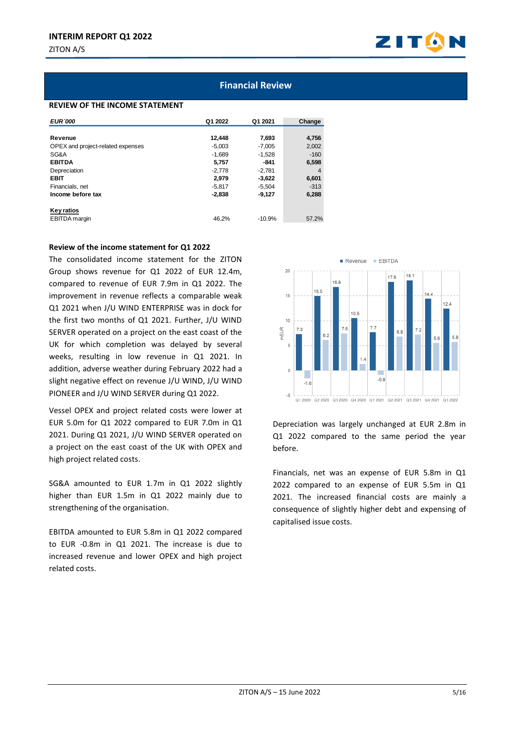## Financial Review

### REVIEW OF THE INCOME STATEMENT

| *EUR´000* | Q1 2022 | Q1 2021 | Change |
|---|---|---|---|
| **Revenue** | **12,448** | **7,693** | **4,756** |
| OPEX and project-related expenses | -5,003 | -7,005 | 2,002 |
| SG&A | -1,689 | -1,528 | -160 |
| **EBITDA** | **5,757** | **-841** | **6,598** |
| Depreciation | -2,778 | -2,781 | 4 |
| **EBIT** | **2,979** | **-3,622** | **6,601** |
| Financials, net | -5,817 | -5,504 | -313 |
| **Income before tax** | **-2,838** | **-9,127** | **6,288** |
| **Key ratios** | | | |
| EBITDA margin | 46.2% | -10.9% | 57.2% |

**Review of the income statement for Q1 2022**

The consolidated income statement for the ZITON Group shows revenue for Q1 2022 of EUR 12.4m, compared to revenue of EUR 7.9m in Q1 2022. The improvement in revenue reflects a comparable weak Q1 2021 when J/U WIND ENTERPRISE was in dock for the first two months of Q1 2021. Further, J/U WIND SERVER operated on a project on the east coast of the UK for which completion was delayed by several weeks, resulting in low revenue in Q1 2021. In addition, adverse weather during February 2022 had a slight negative effect on revenue J/U WIND, J/U WIND PIONEER and J/U WIND SERVER during Q1 2022.

Vessel OPEX and project related costs were lower at EUR 5.0m for Q1 2022 compared to EUR 7.0m in Q1 2021. During Q1 2021, J/U WIND SERVER operated on a project on the east coast of the UK with OPEX and high project related costs.

SG&A amounted to EUR 1.7m in Q1 2022 slightly higher than EUR 1.5m in Q1 2022 mainly due to strengthening of the organisation.

EBITDA amounted to EUR 5.8m in Q1 2022 compared to EUR -0.8m in Q1 2021. The increase is due to increased revenue and lower OPEX and high project related costs.

| mEUR | Q1 2020 | Q2 2020 | Q3 2020 | Q4 2020 | Q1 2021 | Q2 2021 | Q3 2021 | Q4 2021 | Q1 2022 |
|---|---|---|---|---|---|---|---|---|---|
| Revenue | 7.3 | 15.0 | 16.8 | 10.5 | 7.7 | 17.8 | 18.1 | 14.4 | 12.4 |
| EBITDA | -1.6 | 6.2 | 7.5 | 1.4 | -0.8 | 6.8 | 7.2 | 5.6 | 5.8 |

Depreciation was largely unchanged at EUR 2.8m in Q1 2022 compared to the same period the year before.

Financials, net was an expense of EUR 5.8m in Q1 2022 compared to an expense of EUR 5.5m in Q1 2021. The increased financial costs are mainly a consequence of slightly higher debt and expensing of capitalised issue costs.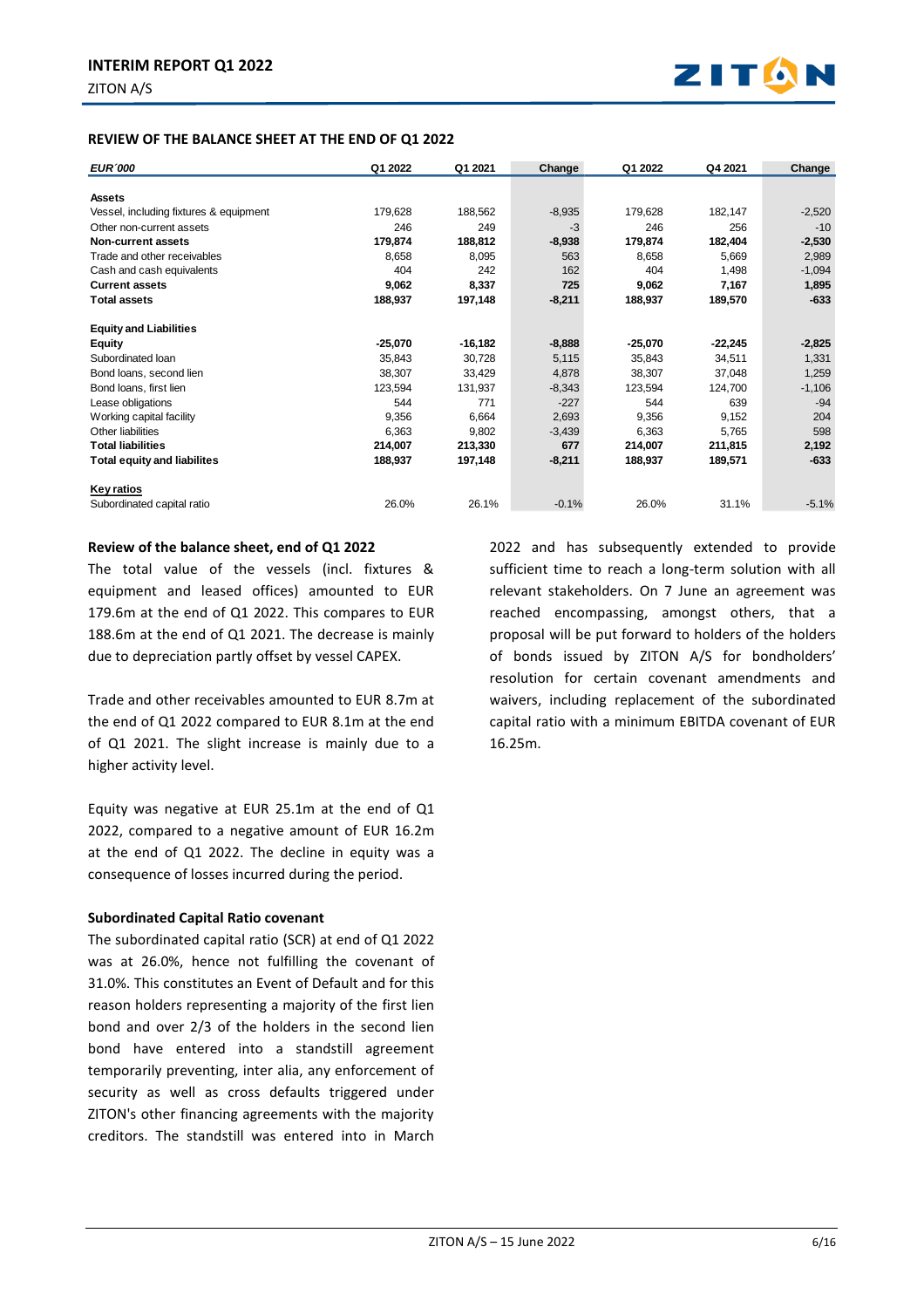## REVIEW OF THE BALANCE SHEET AT THE END OF Q1 2022

| *EUR´000* | Q1 2022 | Q1 2021 | Change | Q1 2022 | Q4 2021 | Change |
|---|---|---|---|---|---|---|
| **Assets** | | | | | | |
| Vessel, including fixtures & equipment | 179,628 | 188,562 | -8,935 | 179,628 | 182,147 | -2,520 |
| Other non-current assets | 246 | 249 | -3 | 246 | 256 | -10 |
| **Non-current assets** | **179,874** | **188,812** | **-8,938** | **179,874** | **182,404** | **-2,530** |
| Trade and other receivables | 8,658 | 8,095 | 563 | 8,658 | 5,669 | 2,989 |
| Cash and cash equivalents | 404 | 242 | 162 | 404 | 1,498 | -1,094 |
| **Current assets** | **9,062** | **8,337** | **725** | **9,062** | **7,167** | **1,895** |
| **Total assets** | **188,937** | **197,148** | **-8,211** | **188,937** | **189,570** | **-633** |
| **Equity and Liabilities** | | | | | | |
| **Equity** | **-25,070** | **-16,182** | **-8,888** | **-25,070** | **-22,245** | **-2,825** |
| Subordinated loan | 35,843 | 30,728 | 5,115 | 35,843 | 34,511 | 1,331 |
| Bond loans, second lien | 38,307 | 33,429 | 4,878 | 38,307 | 37,048 | 1,259 |
| Bond loans, first lien | 123,594 | 131,937 | -8,343 | 123,594 | 124,700 | -1,106 |
| Lease obligations | 544 | 771 | -227 | 544 | 639 | -94 |
| Working capital facility | 9,356 | 6,664 | 2,693 | 9,356 | 9,152 | 204 |
| Other liabilities | 6,363 | 9,802 | -3,439 | 6,363 | 5,765 | 598 |
| **Total liabilities** | **214,007** | **213,330** | **677** | **214,007** | **211,815** | **2,192** |
| **Total equity and liabilites** | **188,937** | **197,148** | **-8,211** | **188,937** | **189,571** | **-633** |
| **Key ratios** | | | | | | |
| Subordinated capital ratio | 26.0% | 26.1% | -0.1% | 26.0% | 31.1% | -5.1% |

### Review of the balance sheet, end of Q1 2022

The total value of the vessels (incl. fixtures & equipment and leased offices) amounted to EUR 179.6m at the end of Q1 2022. This compares to EUR 188.6m at the end of Q1 2021. The decrease is mainly due to depreciation partly offset by vessel CAPEX.

Trade and other receivables amounted to EUR 8.7m at the end of Q1 2022 compared to EUR 8.1m at the end of Q1 2021. The slight increase is mainly due to a higher activity level.

Equity was negative at EUR 25.1m at the end of Q1 2022, compared to a negative amount of EUR 16.2m at the end of Q1 2022. The decline in equity was a consequence of losses incurred during the period.

### Subordinated Capital Ratio covenant

The subordinated capital ratio (SCR) at end of Q1 2022 was at 26.0%, hence not fulfilling the covenant of 31.0%. This constitutes an Event of Default and for this reason holders representing a majority of the first lien bond and over 2/3 of the holders in the second lien bond have entered into a standstill agreement temporarily preventing, inter alia, any enforcement of security as well as cross defaults triggered under ZITON's other financing agreements with the majority creditors. The standstill was entered into in March 2022 and has subsequently extended to provide sufficient time to reach a long-term solution with all relevant stakeholders. On 7 June an agreement was reached encompassing, amongst others, that a proposal will be put forward to holders of the holders of bonds issued by ZITON A/S for bondholders' resolution for certain covenant amendments and waivers, including replacement of the subordinated capital ratio with a minimum EBITDA covenant of EUR 16.25m.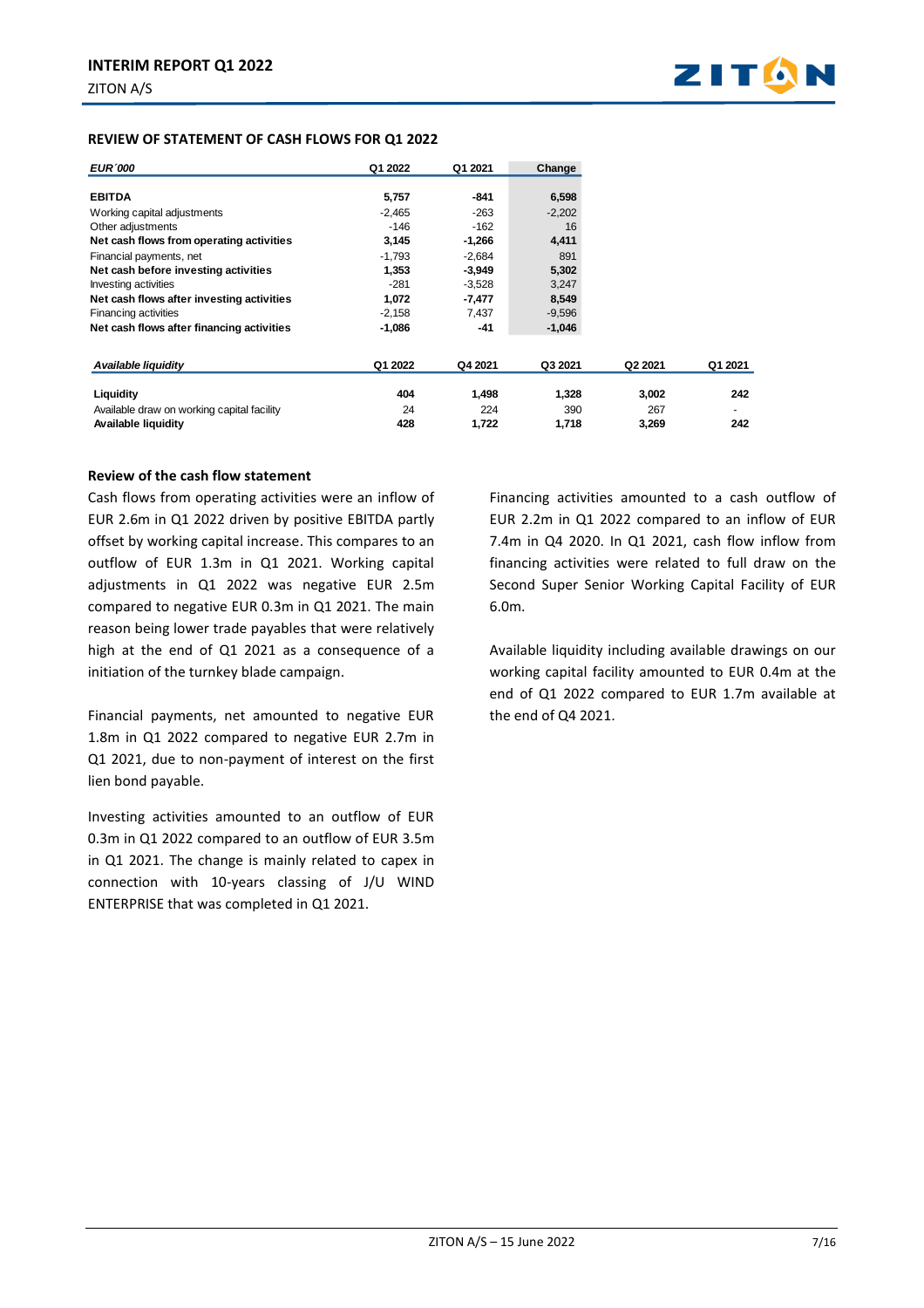## REVIEW OF STATEMENT OF CASH FLOWS FOR Q1 2022

| *EUR´000* | Q1 2022 | Q1 2021 | Change |
|---|---|---|---|
| **EBITDA** | **5,757** | **-841** | **6,598** |
| Working capital adjustments | -2,465 | -263 | -2,202 |
| Other adjustments | -146 | -162 | 16 |
| **Net cash flows from operating activities** | **3,145** | **-1,266** | **4,411** |
| Financial payments, net | -1,793 | -2,684 | 891 |
| **Net cash before investing activities** | **1,353** | **-3,949** | **5,302** |
| Investing activities | -281 | -3,528 | 3,247 |
| **Net cash flows after investing activities** | **1,072** | **-7,477** | **8,549** |
| Financing activities | -2,158 | 7,437 | -9,596 |
| **Net cash flows after financing activities** | **-1,086** | **-41** | **-1,046** |

| *Available liquidity* | Q1 2022 | Q4 2021 | Q3 2021 | Q2 2021 | Q1 2021 |
|---|---|---|---|---|---|
| **Liquidity** | **404** | **1,498** | **1,328** | **3,002** | **242** |
| Available draw on working capital facility | 24 | 224 | 390 | 267 | - |
| **Available liquidity** | **428** | **1,722** | **1,718** | **3,269** | **242** |

### Review of the cash flow statement

Cash flows from operating activities were an inflow of EUR 2.6m in Q1 2022 driven by positive EBITDA partly offset by working capital increase. This compares to an outflow of EUR 1.3m in Q1 2021. Working capital adjustments in Q1 2022 was negative EUR 2.5m compared to negative EUR 0.3m in Q1 2021. The main reason being lower trade payables that were relatively high at the end of Q1 2021 as a consequence of a initiation of the turnkey blade campaign.

Financial payments, net amounted to negative EUR 1.8m in Q1 2022 compared to negative EUR 2.7m in Q1 2021, due to non-payment of interest on the first lien bond payable.

Investing activities amounted to an outflow of EUR 0.3m in Q1 2022 compared to an outflow of EUR 3.5m in Q1 2021. The change is mainly related to capex in connection with 10-years classing of J/U WIND ENTERPRISE that was completed in Q1 2021.

Financing activities amounted to a cash outflow of EUR 2.2m in Q1 2022 compared to an inflow of EUR 7.4m in Q4 2020. In Q1 2021, cash flow inflow from financing activities were related to full draw on the Second Super Senior Working Capital Facility of EUR 6.0m.

Available liquidity including available drawings on our working capital facility amounted to EUR 0.4m at the end of Q1 2022 compared to EUR 1.7m available at the end of Q4 2021.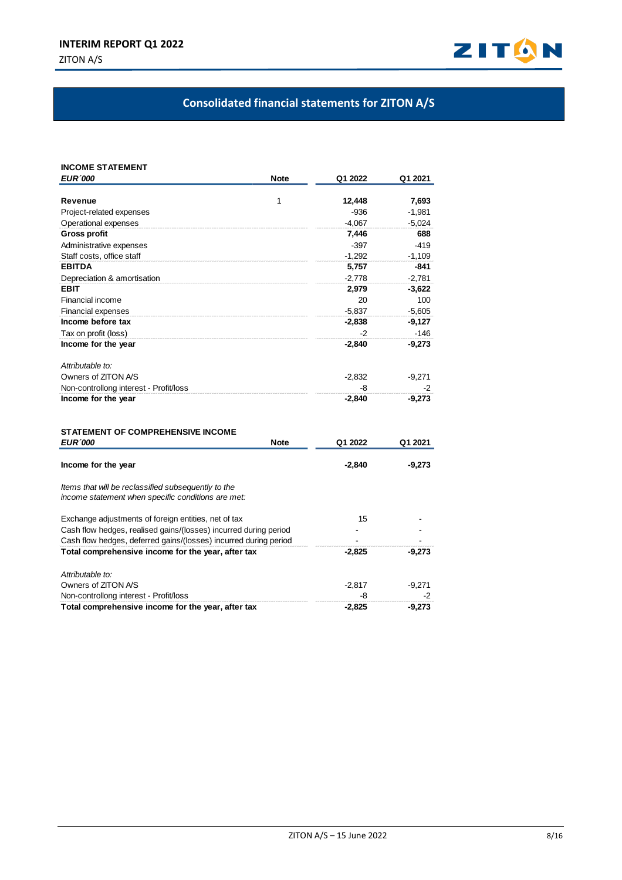## Consolidated financial statements for ZITON A/S

**INCOME STATEMENT**

| *EUR´000* | Note | Q1 2022 | Q1 2021 |
|---|---|---|---|
| **Revenue** | 1 | **12,448** | **7,693** |
| Project-related expenses | | -936 | -1,981 |
| Operational expenses | | -4,067 | -5,024 |
| **Gross profit** | | **7,446** | **688** |
| Administrative expenses | | -397 | -419 |
| Staff costs, office staff | | -1,292 | -1,109 |
| **EBITDA** | | **5,757** | **-841** |
| Depreciation & amortisation | | -2,778 | -2,781 |
| **EBIT** | | **2,979** | **-3,622** |
| Financial income | | 20 | 100 |
| Financial expenses | | -5,837 | -5,605 |
| **Income before tax** | | **-2,838** | **-9,127** |
| Tax on profit (loss) | | -2 | -146 |
| **Income for the year** | | **-2,840** | **-9,273** |
| *Attributable to:* | | | |
| Owners of ZITON A/S | | -2,832 | -9,271 |
| Non-controllong interest - Profit/loss | | -8 | -2 |
| **Income for the year** | | **-2,840** | **-9,273** |

**STATEMENT OF COMPREHENSIVE INCOME**

| *EUR´000* | Note | Q1 2022 | Q1 2021 |
|---|---|---|---|
| **Income for the year** | | **-2,840** | **-9,273** |
| *Items that will be reclassified subsequently to the income statement when specific conditions are met:* | | | |
| Exchange adjustments of foreign entities, net of tax | | 15 | - |
| Cash flow hedges, realised gains/(losses) incurred during period | | - | - |
| Cash flow hedges, deferred gains/(losses) incurred during period | | - | - |
| **Total comprehensive income for the year, after tax** | | **-2,825** | **-9,273** |
| *Attributable to:* | | | |
| Owners of ZITON A/S | | -2,817 | -9,271 |
| Non-controllong interest - Profit/loss | | -8 | -2 |
| **Total comprehensive income for the year, after tax** | | **-2,825** | **-9,273** |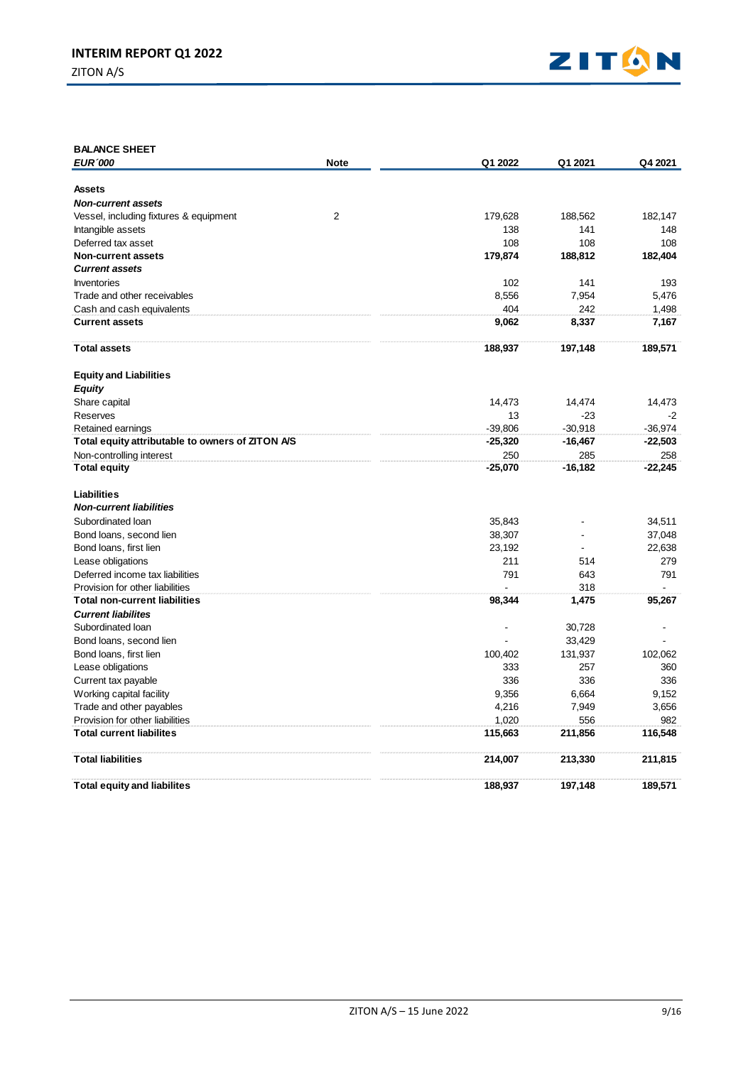**BALANCE SHEET**

| *EUR´000* | Note | Q1 2022 | Q1 2021 | Q4 2021 |
|---|---|---|---|---|
| **Assets** | | | | |
| ***Non-current assets*** | | | | |
| Vessel, including fixtures & equipment | 2 | 179,628 | 188,562 | 182,147 |
| Intangible assets | | 138 | 141 | 148 |
| Deferred tax asset | | 108 | 108 | 108 |
| **Non-current assets** | | **179,874** | **188,812** | **182,404** |
| ***Current assets*** | | | | |
| Inventories | | 102 | 141 | 193 |
| Trade and other receivables | | 8,556 | 7,954 | 5,476 |
| Cash and cash equivalents | | 404 | 242 | 1,498 |
| **Current assets** | | **9,062** | **8,337** | **7,167** |
| | | | | |
| **Total assets** | | **188,937** | **197,148** | **189,571** |
| | | | | |
| **Equity and Liabilities** | | | | |
| ***Equity*** | | | | |
| Share capital | | 14,473 | 14,474 | 14,473 |
| Reserves | | 13 | -23 | -2 |
| Retained earnings | | -39,806 | -30,918 | -36,974 |
| **Total equity attributable to owners of ZITON A/S** | | **-25,320** | **-16,467** | **-22,503** |
| Non-controlling interest | | 250 | 285 | 258 |
| **Total equity** | | **-25,070** | **-16,182** | **-22,245** |
| | | | | |
| **Liabilities** | | | | |
| ***Non-current liabilities*** | | | | |
| Subordinated loan | | 35,843 | - | 34,511 |
| Bond loans, second lien | | 38,307 | - | 37,048 |
| Bond loans, first lien | | 23,192 | - | 22,638 |
| Lease obligations | | 211 | 514 | 279 |
| Deferred income tax liabilities | | 791 | 643 | 791 |
| Provision for other liabilities | | - | 318 | - |
| **Total non-current liabilities** | | **98,344** | **1,475** | **95,267** |
| ***Current liabilites*** | | | | |
| Subordinated loan | | - | 30,728 | - |
| Bond loans, second lien | | - | 33,429 | - |
| Bond loans, first lien | | 100,402 | 131,937 | 102,062 |
| Lease obligations | | 333 | 257 | 360 |
| Current tax payable | | 336 | 336 | 336 |
| Working capital facility | | 9,356 | 6,664 | 9,152 |
| Trade and other payables | | 4,216 | 7,949 | 3,656 |
| Provision for other liabilities | | 1,020 | 556 | 982 |
| **Total current liabilites** | | **115,663** | **211,856** | **116,548** |
| | | | | |
| **Total liabilities** | | **214,007** | **213,330** | **211,815** |
| | | | | |
| **Total equity and liabilites** | | **188,937** | **197,148** | **189,571** |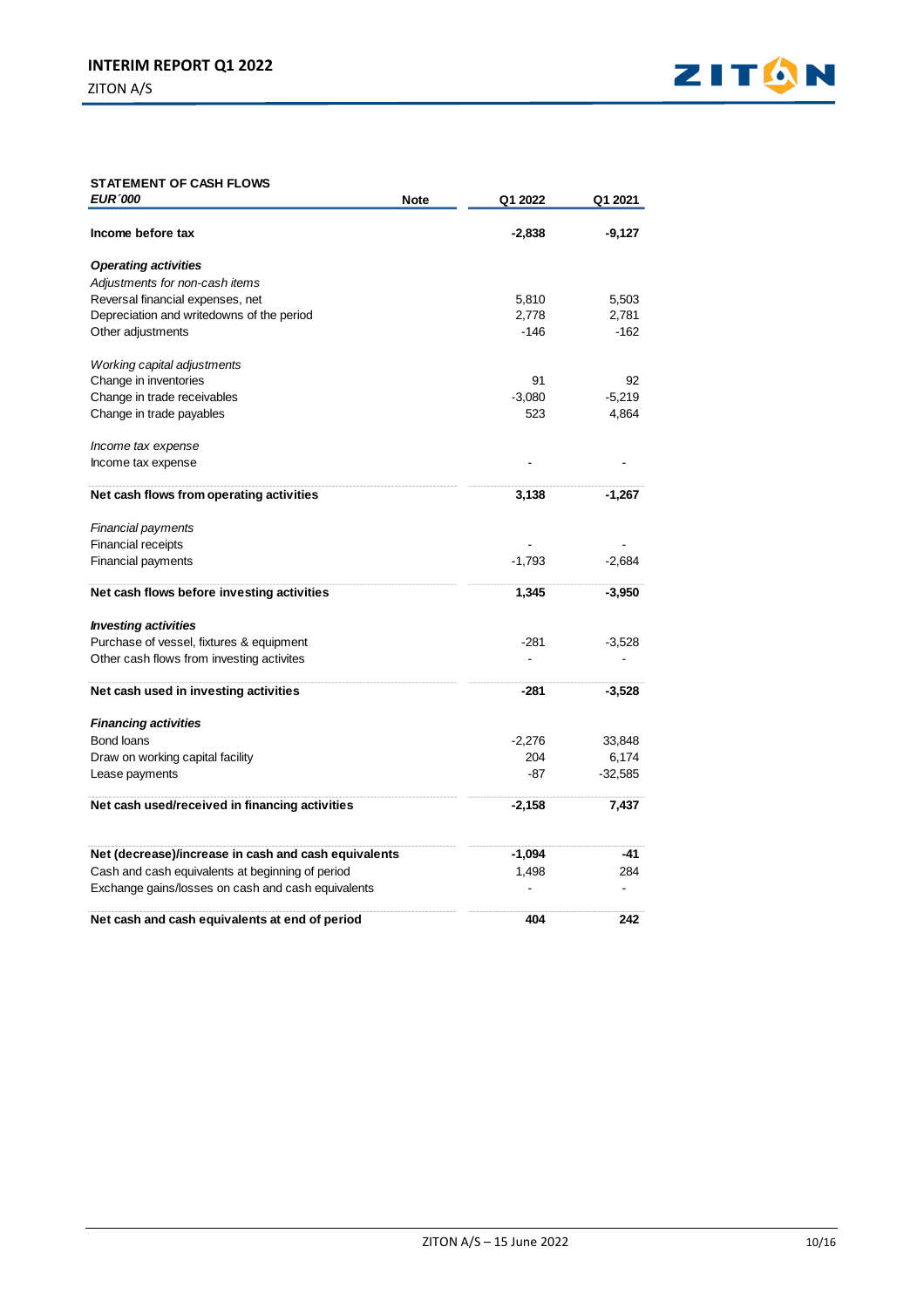## STATEMENT OF CASH FLOWS

| *EUR´000* | Note | Q1 2022 | Q1 2021 |
|---|---|---|---|
| **Income before tax** | | **-2,838** | **-9,127** |
| ***Operating activities*** | | | |
| *Adjustments for non-cash items* | | | |
| Reversal financial expenses, net | | 5,810 | 5,503 |
| Depreciation and writedowns of the period | | 2,778 | 2,781 |
| Other adjustments | | -146 | -162 |
| *Working capital adjustments* | | | |
| Change in inventories | | 91 | 92 |
| Change in trade receivables | | -3,080 | -5,219 |
| Change in trade payables | | 523 | 4,864 |
| *Income tax expense* | | | |
| Income tax expense | | - | - |
| **Net cash flows from operating activities** | | **3,138** | **-1,267** |
| *Financial payments* | | | |
| Financial receipts | | - | - |
| Financial payments | | -1,793 | -2,684 |
| **Net cash flows before investing activities** | | **1,345** | **-3,950** |
| ***Investing activities*** | | | |
| Purchase of vessel, fixtures & equipment | | -281 | -3,528 |
| Other cash flows from investing activites | | - | - |
| **Net cash used in investing activities** | | **-281** | **-3,528** |
| ***Financing activities*** | | | |
| Bond loans | | -2,276 | 33,848 |
| Draw on working capital facility | | 204 | 6,174 |
| Lease payments | | -87 | -32,585 |
| **Net cash used/received in financing activities** | | **-2,158** | **7,437** |
| **Net (decrease)/increase in cash and cash equivalents** | | **-1,094** | **-41** |
| Cash and cash equivalents at beginning of period | | 1,498 | 284 |
| Exchange gains/losses on cash and cash equivalents | | - | - |
| **Net cash and cash equivalents at end of period** | | **404** | **242** |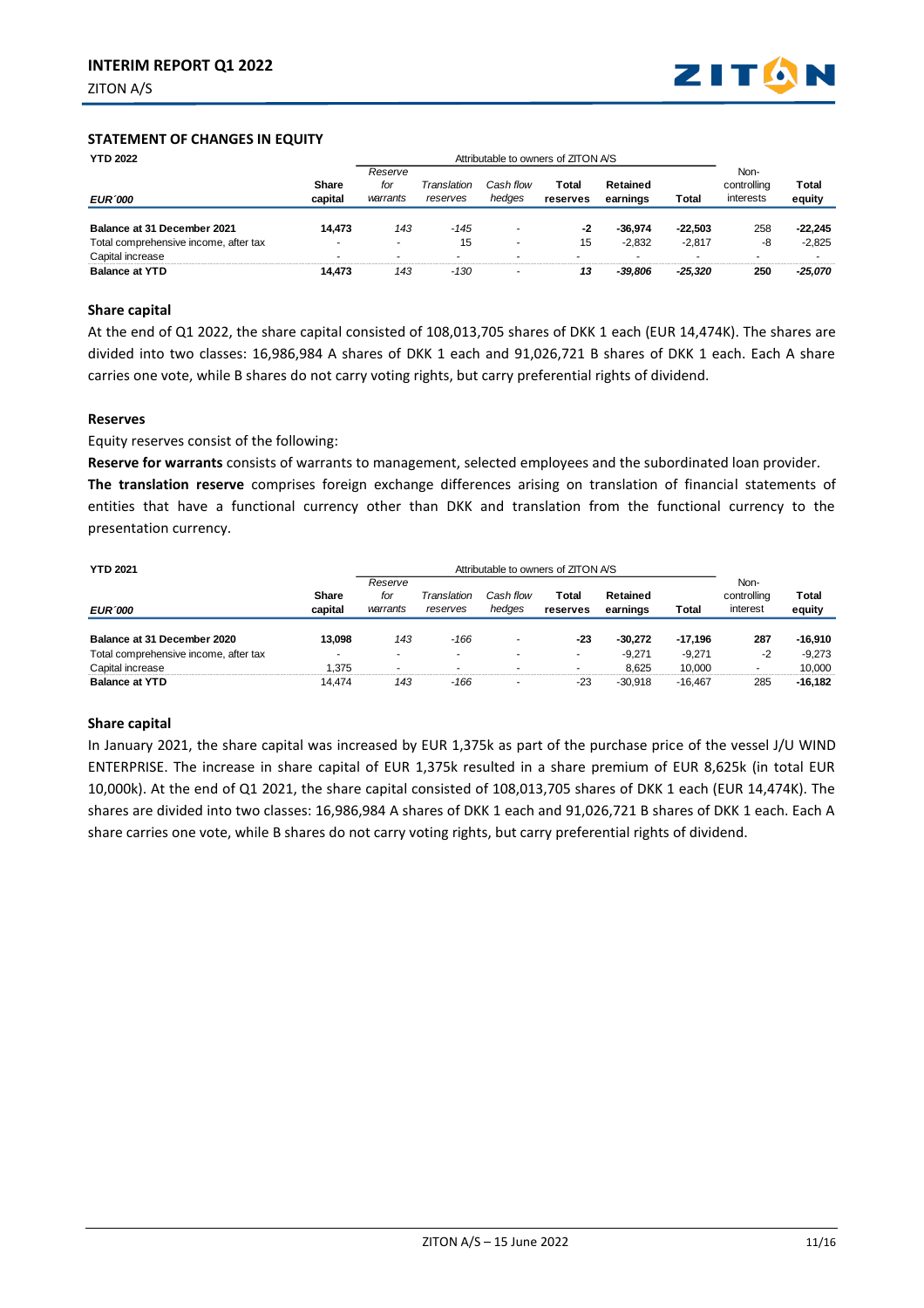## STATEMENT OF CHANGES IN EQUITY

**YTD 2022**

| | | Attributable to owners of ZITON A/S | | | | | | | |
|---|---|---|---|---|---|---|---|---|---|
| ***EUR´000*** | **Share capital** | *Reserve for warrants* | *Translation reserves* | *Cash flow hedges* | **Total reserves** | **Retained earnings** | **Total** | Non-controlling interests | **Total equity** |
| **Balance at 31 December 2021** | **14,473** | *143* | *-145* | - | **-2** | **-36,974** | **-22,503** | 258 | **-22,245** |
| Total comprehensive income, after tax | - | - | 15 | - | 15 | -2,832 | -2,817 | -8 | -2,825 |
| Capital increase | - | - | - | - | - | - | - | - | - |
| **Balance at YTD** | **14,473** | *143* | *-130* | - | ***13*** | ***-39,806*** | ***-25,320*** | **250** | ***-25,070*** |

### Share capital

At the end of Q1 2022, the share capital consisted of 108,013,705 shares of DKK 1 each (EUR 14,474K). The shares are divided into two classes: 16,986,984 A shares of DKK 1 each and 91,026,721 B shares of DKK 1 each. Each A share carries one vote, while B shares do not carry voting rights, but carry preferential rights of dividend.

### Reserves

Equity reserves consist of the following:

**Reserve for warrants** consists of warrants to management, selected employees and the subordinated loan provider.

**The translation reserve** comprises foreign exchange differences arising on translation of financial statements of entities that have a functional currency other than DKK and translation from the functional currency to the presentation currency.

**YTD 2021**

| | | Attributable to owners of ZITON A/S | | | | | | | |
|---|---|---|---|---|---|---|---|---|---|
| ***EUR´000*** | **Share capital** | *Reserve for warrants* | *Translation reserves* | *Cash flow hedges* | **Total reserves** | **Retained earnings** | **Total** | Non-controlling interest | **Total equity** |
| **Balance at 31 December 2020** | **13,098** | *143* | *-166* | - | **-23** | **-30,272** | **-17,196** | **287** | **-16,910** |
| Total comprehensive income, after tax | - | - | - | - | - | -9,271 | -9,271 | -2 | -9,273 |
| Capital increase | 1,375 | - | - | - | - | 8,625 | 10,000 | - | 10,000 |
| **Balance at YTD** | 14,474 | *143* | *-166* | - | -23 | -30,918 | -16,467 | 285 | **-16,182** |

### Share capital

In January 2021, the share capital was increased by EUR 1,375k as part of the purchase price of the vessel J/U WIND ENTERPRISE. The increase in share capital of EUR 1,375k resulted in a share premium of EUR 8,625k (in total EUR 10,000k). At the end of Q1 2021, the share capital consisted of 108,013,705 shares of DKK 1 each (EUR 14,474K). The shares are divided into two classes: 16,986,984 A shares of DKK 1 each and 91,026,721 B shares of DKK 1 each. Each A share carries one vote, while B shares do not carry voting rights, but carry preferential rights of dividend.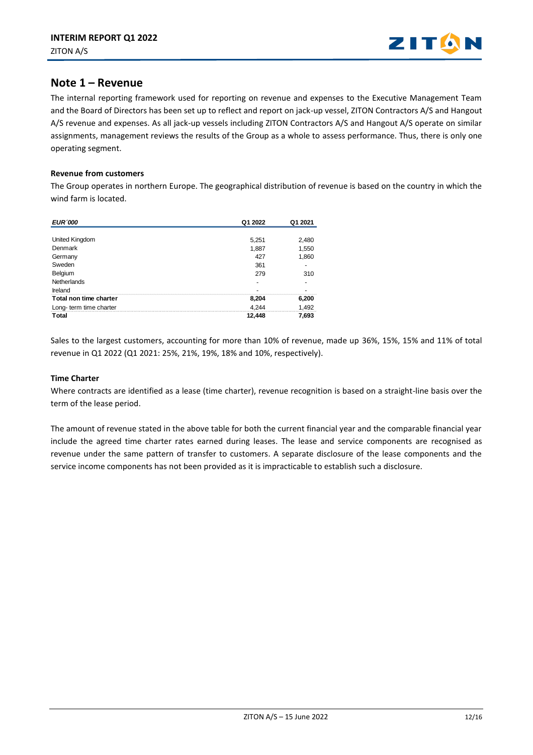## Note 1 – Revenue

The internal reporting framework used for reporting on revenue and expenses to the Executive Management Team and the Board of Directors has been set up to reflect and report on jack-up vessel, ZITON Contractors A/S and Hangout A/S revenue and expenses. As all jack-up vessels including ZITON Contractors A/S and Hangout A/S operate on similar assignments, management reviews the results of the Group as a whole to assess performance. Thus, there is only one operating segment.

**Revenue from customers**

The Group operates in northern Europe. The geographical distribution of revenue is based on the country in which the wind farm is located.

| *EUR´000* | Q1 2022 | Q1 2021 |
|---|---|---|
| United Kingdom | 5,251 | 2,480 |
| Denmark | 1,887 | 1,550 |
| Germany | 427 | 1,860 |
| Sweden | 361 | - |
| Belgium | 279 | 310 |
| Netherlands | - | - |
| Ireland | - | - |
| **Total non time charter** | **8,204** | **6,200** |
| Long- term time charter | 4,244 | 1,492 |
| **Total** | **12,448** | **7,693** |

Sales to the largest customers, accounting for more than 10% of revenue, made up 36%, 15%, 15% and 11% of total revenue in Q1 2022 (Q1 2021: 25%, 21%, 19%, 18% and 10%, respectively).

**Time Charter**

Where contracts are identified as a lease (time charter), revenue recognition is based on a straight-line basis over the term of the lease period.

The amount of revenue stated in the above table for both the current financial year and the comparable financial year include the agreed time charter rates earned during leases. The lease and service components are recognised as revenue under the same pattern of transfer to customers. A separate disclosure of the lease components and the service income components has not been provided as it is impracticable to establish such a disclosure.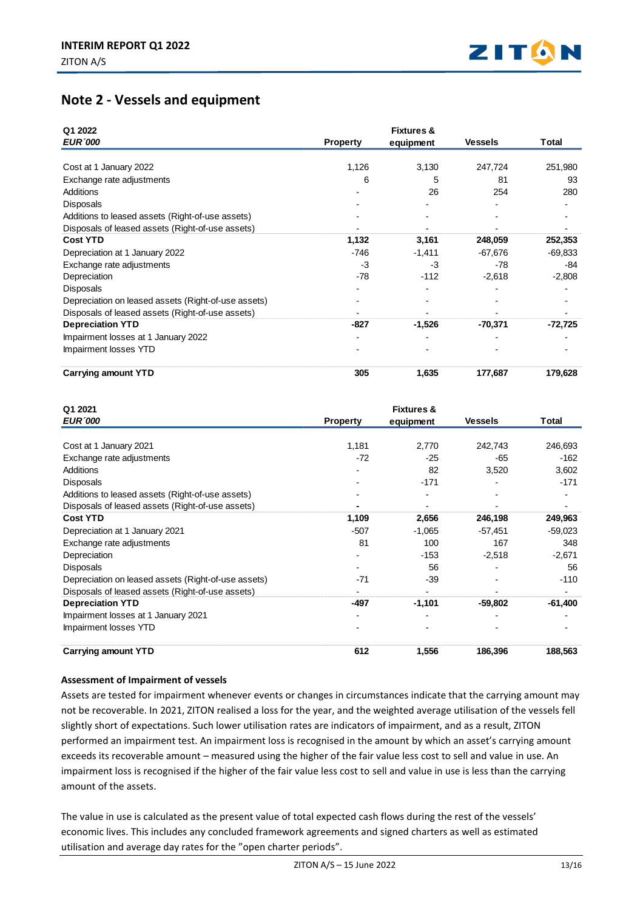## Note 2 - Vessels and equipment

| Q1 2022<br>*EUR´000* | Property | Fixtures & equipment | Vessels | Total |
|---|---|---|---|---|
| Cost at 1 January 2022 | 1,126 | 3,130 | 247,724 | 251,980 |
| Exchange rate adjustments | 6 | 5 | 81 | 93 |
| Additions | - | 26 | 254 | 280 |
| Disposals | - | - | - | - |
| Additions to leased assets (Right-of-use assets) | - | - | - | - |
| Disposals of leased assets (Right-of-use assets) | - | - | - | - |
| **Cost YTD** | **1,132** | **3,161** | **248,059** | **252,353** |
| Depreciation at 1 January 2022 | -746 | -1,411 | -67,676 | -69,833 |
| Exchange rate adjustments | -3 | -3 | -78 | -84 |
| Depreciation | -78 | -112 | -2,618 | -2,808 |
| Disposals | - | - | - | - |
| Depreciation on leased assets (Right-of-use assets) | - | - | - | - |
| Disposals of leased assets (Right-of-use assets) | - | - | - | - |
| **Depreciation YTD** | **-827** | **-1,526** | **-70,371** | **-72,725** |
| Impairment losses at 1 January 2022 | - | - | - | - |
| Impairment losses YTD | - | - | - | - |
| **Carrying amount YTD** | **305** | **1,635** | **177,687** | **179,628** |

| Q1 2021<br>*EUR´000* | Property | Fixtures & equipment | Vessels | Total |
|---|---|---|---|---|
| Cost at 1 January 2021 | 1,181 | 2,770 | 242,743 | 246,693 |
| Exchange rate adjustments | -72 | -25 | -65 | -162 |
| Additions | - | 82 | 3,520 | 3,602 |
| Disposals | - | -171 | - | -171 |
| Additions to leased assets (Right-of-use assets) | - | - | - | - |
| Disposals of leased assets (Right-of-use assets) | - | - | - | - |
| **Cost YTD** | **1,109** | **2,656** | **246,198** | **249,963** |
| Depreciation at 1 January 2021 | -507 | -1,065 | -57,451 | -59,023 |
| Exchange rate adjustments | 81 | 100 | 167 | 348 |
| Depreciation | - | -153 | -2,518 | -2,671 |
| Disposals | - | 56 | - | 56 |
| Depreciation on leased assets (Right-of-use assets) | -71 | -39 | - | -110 |
| Disposals of leased assets (Right-of-use assets) | - | - | - | - |
| **Depreciation YTD** | **-497** | **-1,101** | **-59,802** | **-61,400** |
| Impairment losses at 1 January 2021 | - | - | - | - |
| Impairment losses YTD | - | - | - | - |
| **Carrying amount YTD** | **612** | **1,556** | **186,396** | **188,563** |

**Assessment of Impairment of vessels**

Assets are tested for impairment whenever events or changes in circumstances indicate that the carrying amount may not be recoverable. In 2021, ZITON realised a loss for the year, and the weighted average utilisation of the vessels fell slightly short of expectations. Such lower utilisation rates are indicators of impairment, and as a result, ZITON performed an impairment test. An impairment loss is recognised in the amount by which an asset's carrying amount exceeds its recoverable amount – measured using the higher of the fair value less cost to sell and value in use. An impairment loss is recognised if the higher of the fair value less cost to sell and value in use is less than the carrying amount of the assets.

The value in use is calculated as the present value of total expected cash flows during the rest of the vessels' economic lives. This includes any concluded framework agreements and signed charters as well as estimated utilisation and average day rates for the "open charter periods".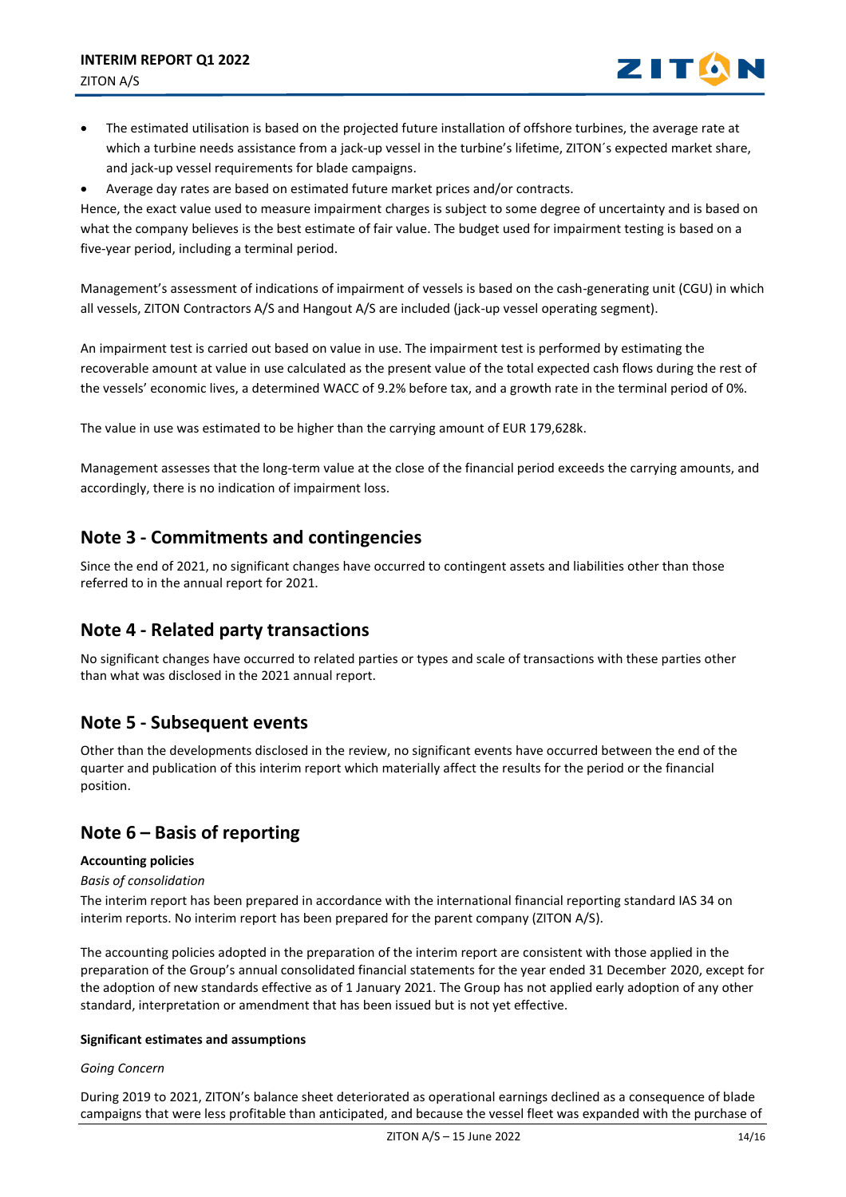- The estimated utilisation is based on the projected future installation of offshore turbines, the average rate at which a turbine needs assistance from a jack-up vessel in the turbine's lifetime, ZITON´s expected market share, and jack-up vessel requirements for blade campaigns.
- Average day rates are based on estimated future market prices and/or contracts.

Hence, the exact value used to measure impairment charges is subject to some degree of uncertainty and is based on what the company believes is the best estimate of fair value. The budget used for impairment testing is based on a five-year period, including a terminal period.

Management's assessment of indications of impairment of vessels is based on the cash-generating unit (CGU) in which all vessels, ZITON Contractors A/S and Hangout A/S are included (jack-up vessel operating segment).

An impairment test is carried out based on value in use. The impairment test is performed by estimating the recoverable amount at value in use calculated as the present value of the total expected cash flows during the rest of the vessels' economic lives, a determined WACC of 9.2% before tax, and a growth rate in the terminal period of 0%.

The value in use was estimated to be higher than the carrying amount of EUR 179,628k.

Management assesses that the long-term value at the close of the financial period exceeds the carrying amounts, and accordingly, there is no indication of impairment loss.

## Note 3 - Commitments and contingencies

Since the end of 2021, no significant changes have occurred to contingent assets and liabilities other than those referred to in the annual report for 2021.

## Note 4 - Related party transactions

No significant changes have occurred to related parties or types and scale of transactions with these parties other than what was disclosed in the 2021 annual report.

## Note 5 - Subsequent events

Other than the developments disclosed in the review, no significant events have occurred between the end of the quarter and publication of this interim report which materially affect the results for the period or the financial position.

## Note 6 – Basis of reporting

**Accounting policies**

*Basis of consolidation*

The interim report has been prepared in accordance with the international financial reporting standard IAS 34 on interim reports. No interim report has been prepared for the parent company (ZITON A/S).

The accounting policies adopted in the preparation of the interim report are consistent with those applied in the preparation of the Group's annual consolidated financial statements for the year ended 31 December 2020, except for the adoption of new standards effective as of 1 January 2021. The Group has not applied early adoption of any other standard, interpretation or amendment that has been issued but is not yet effective.

**Significant estimates and assumptions**

*Going Concern*

During 2019 to 2021, ZITON's balance sheet deteriorated as operational earnings declined as a consequence of blade campaigns that were less profitable than anticipated, and because the vessel fleet was expanded with the purchase of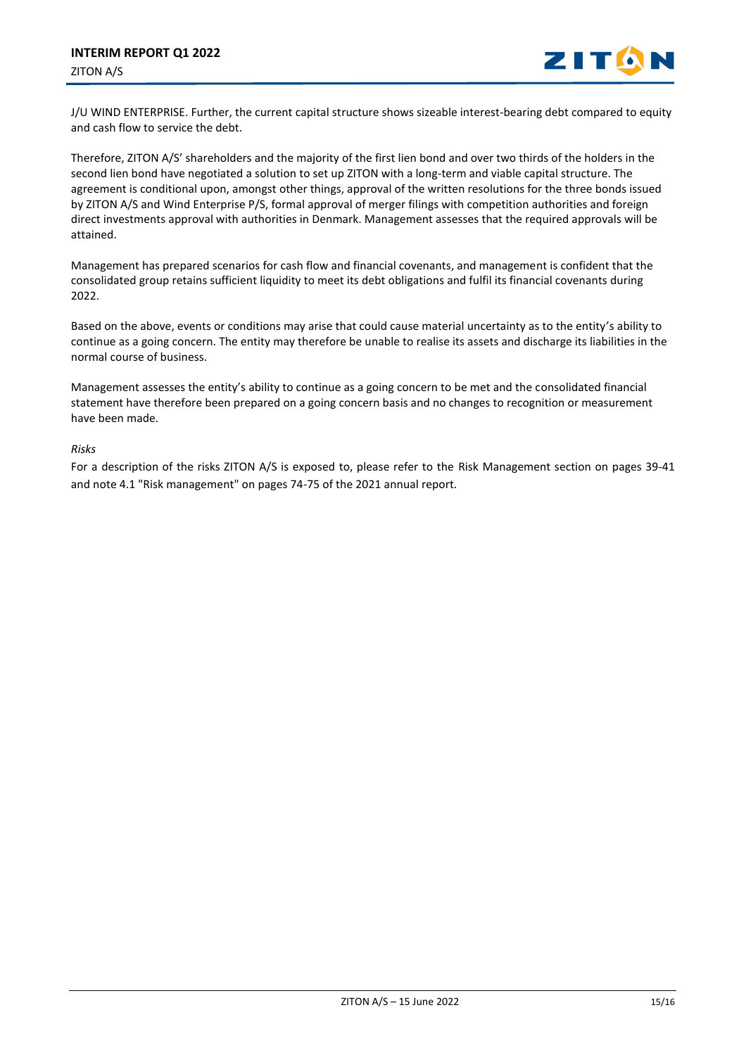J/U WIND ENTERPRISE. Further, the current capital structure shows sizeable interest-bearing debt compared to equity and cash flow to service the debt.

Therefore, ZITON A/S' shareholders and the majority of the first lien bond and over two thirds of the holders in the second lien bond have negotiated a solution to set up ZITON with a long-term and viable capital structure. The agreement is conditional upon, amongst other things, approval of the written resolutions for the three bonds issued by ZITON A/S and Wind Enterprise P/S, formal approval of merger filings with competition authorities and foreign direct investments approval with authorities in Denmark. Management assesses that the required approvals will be attained.

Management has prepared scenarios for cash flow and financial covenants, and management is confident that the consolidated group retains sufficient liquidity to meet its debt obligations and fulfil its financial covenants during 2022.

Based on the above, events or conditions may arise that could cause material uncertainty as to the entity's ability to continue as a going concern. The entity may therefore be unable to realise its assets and discharge its liabilities in the normal course of business.

Management assesses the entity's ability to continue as a going concern to be met and the consolidated financial statement have therefore been prepared on a going concern basis and no changes to recognition or measurement have been made.

*Risks*

For a description of the risks ZITON A/S is exposed to, please refer to the Risk Management section on pages 39-41 and note 4.1 "Risk management" on pages 74-75 of the 2021 annual report.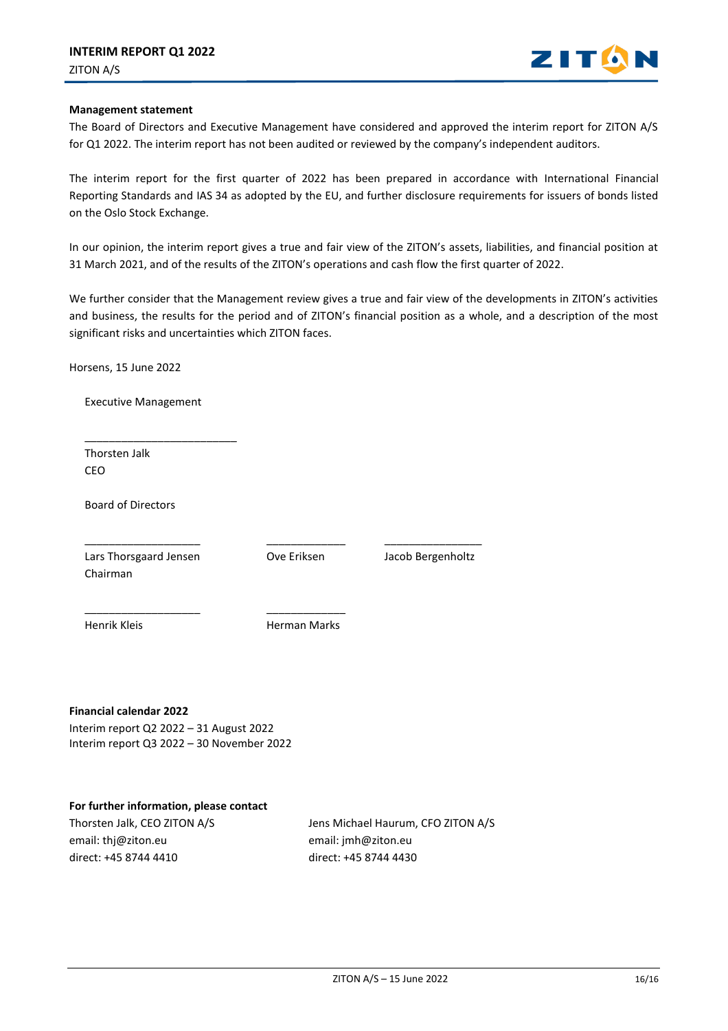**Management statement**

The Board of Directors and Executive Management have considered and approved the interim report for ZITON A/S for Q1 2022. The interim report has not been audited or reviewed by the company's independent auditors.

The interim report for the first quarter of 2022 has been prepared in accordance with International Financial Reporting Standards and IAS 34 as adopted by the EU, and further disclosure requirements for issuers of bonds listed on the Oslo Stock Exchange.

In our opinion, the interim report gives a true and fair view of the ZITON's assets, liabilities, and financial position at 31 March 2021, and of the results of the ZITON's operations and cash flow the first quarter of 2022.

We further consider that the Management review gives a true and fair view of the developments in ZITON's activities and business, the results for the period and of ZITON's financial position as a whole, and a description of the most significant risks and uncertainties which ZITON faces.

Horsens, 15 June 2022

Executive Management

\_\_\_\_\_\_\_\_\_\_\_\_\_\_\_\_\_\_\_\_\_\_\_\_\_

Thorsten Jalk
CEO

Board of Directors

| | | |
|---|---|---|
| \_\_\_\_\_\_\_\_\_\_\_\_\_\_\_\_\_\_\_ | \_\_\_\_\_\_\_\_\_\_\_\_\_ | \_\_\_\_\_\_\_\_\_\_\_\_\_\_\_\_ |
| Lars Thorsgaard Jensen<br>Chairman | Ove Eriksen | Jacob Bergenholtz |
| \_\_\_\_\_\_\_\_\_\_\_\_\_\_\_\_\_\_\_ | \_\_\_\_\_\_\_\_\_\_\_\_\_ | |
| Henrik Kleis | Herman Marks | |

**Financial calendar 2022**

Interim report Q2 2022 – 31 August 2022
Interim report Q3 2022 – 30 November 2022

**For further information, please contact**

Thorsten Jalk, CEO ZITON A/S
email: thj@ziton.eu
direct: +45 8744 4410

Jens Michael Haurum, CFO ZITON A/S
email: jmh@ziton.eu
direct: +45 8744 4430